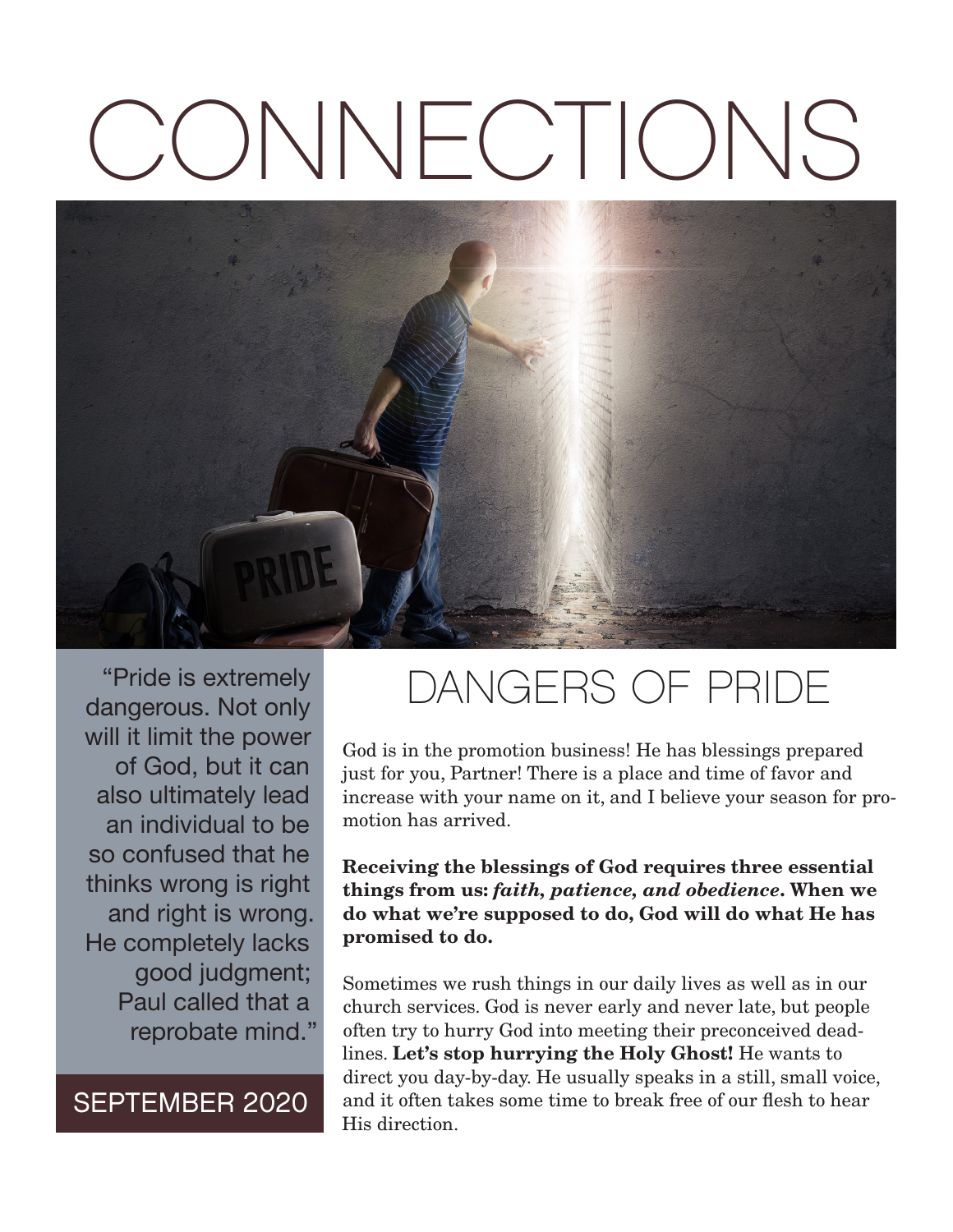# CONNECTIONS

"Pride is extremely dangerous. Not only will it limit the power of God, but it can also ultimately lead an individual to be so confused that he thinks wrong is right and right is wrong. He completely lacks good judgment; Paul called that a reprobate mind."

SEPTEMBER 2020

## DANGERS OF PRIDE

God is in the promotion business! He has blessings prepared just for you, Partner! There is a place and time of favor and increase with your name on it, and I believe your season for promotion has arrived.

**Receiving the blessings of God requires three essential things from us:** ***faith, patience, and obedience*****. When we do what we're supposed to do, God will do what He has promised to do.**

Sometimes we rush things in our daily lives as well as in our church services. God is never early and never late, but people often try to hurry God into meeting their preconceived deadlines. **Let's stop hurrying the Holy Ghost!** He wants to direct you day-by-day. He usually speaks in a still, small voice, and it often takes some time to break free of our flesh to hear His direction.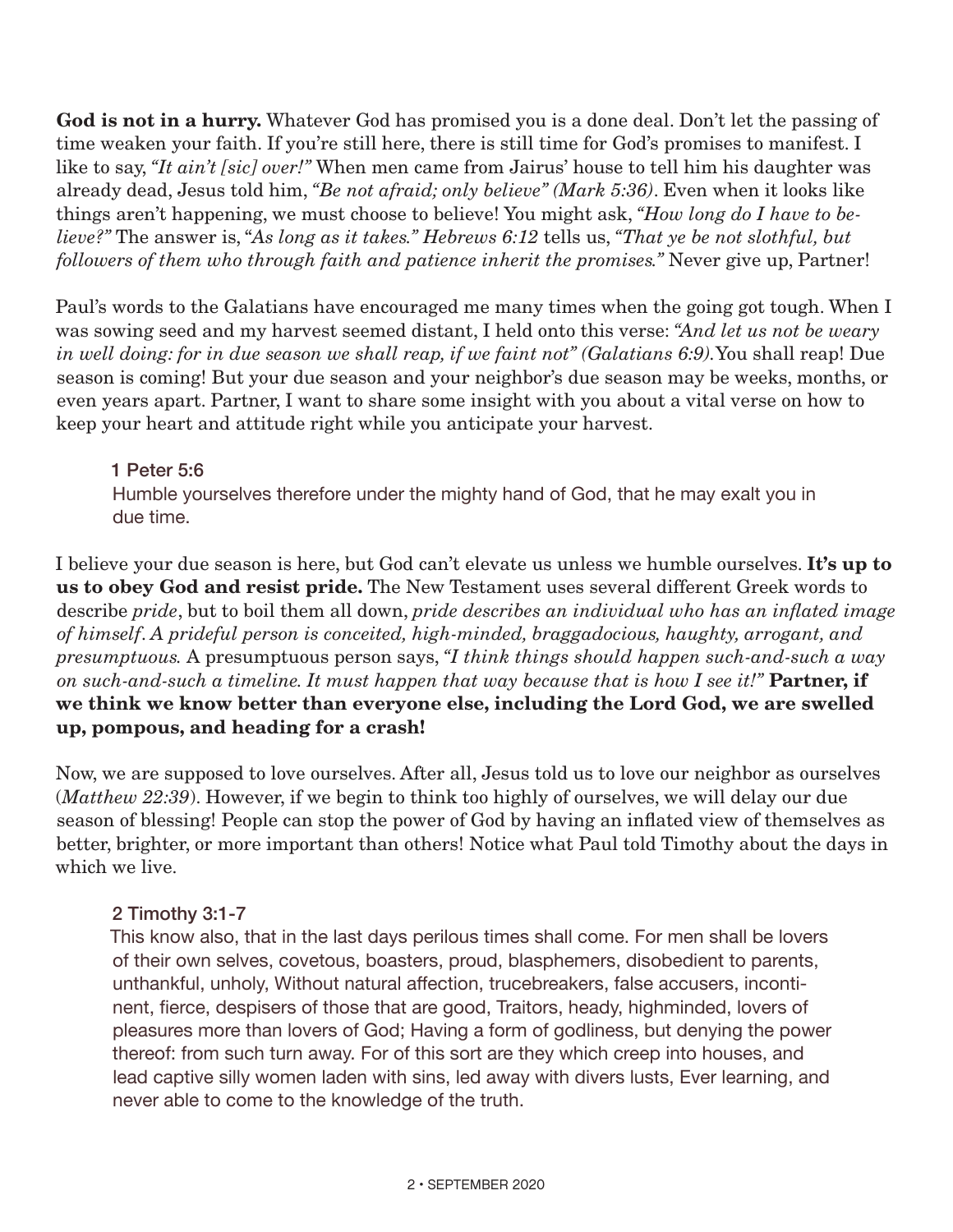**God is not in a hurry.** Whatever God has promised you is a done deal. Don't let the passing of time weaken your faith. If you're still here, there is still time for God's promises to manifest. I like to say, *"It ain't [sic] over!"* When men came from Jairus' house to tell him his daughter was already dead, Jesus told him, *"Be not afraid; only believe" (Mark 5:36)*. Even when it looks like things aren't happening, we must choose to believe! You might ask, *"How long do I have to believe?"* The answer is, "*As long as it takes." Hebrews 6:12* tells us, *"That ye be not slothful, but followers of them who through faith and patience inherit the promises."* Never give up, Partner!

Paul's words to the Galatians have encouraged me many times when the going got tough. When I was sowing seed and my harvest seemed distant, I held onto this verse: *"And let us not be weary in well doing: for in due season we shall reap, if we faint not" (Galatians 6:9).* You shall reap! Due season is coming! But your due season and your neighbor's due season may be weeks, months, or even years apart. Partner, I want to share some insight with you about a vital verse on how to keep your heart and attitude right while you anticipate your harvest.

> 1 Peter 5:6
> Humble yourselves therefore under the mighty hand of God, that he may exalt you in due time.

I believe your due season is here, but God can't elevate us unless we humble ourselves. **It's up to us to obey God and resist pride.** The New Testament uses several different Greek words to describe *pride*, but to boil them all down, *pride describes an individual who has an inflated image of himself. A prideful person is conceited, high-minded, braggadocious, haughty, arrogant, and presumptuous.* A presumptuous person says, *"I think things should happen such-and-such a way on such-and-such a timeline. It must happen that way because that is how I see it!"* **Partner, if we think we know better than everyone else, including the Lord God, we are swelled up, pompous, and heading for a crash!**

Now, we are supposed to love ourselves. After all, Jesus told us to love our neighbor as ourselves (*Matthew 22:39*). However, if we begin to think too highly of ourselves, we will delay our due season of blessing! People can stop the power of God by having an inflated view of themselves as better, brighter, or more important than others! Notice what Paul told Timothy about the days in which we live.

> 2 Timothy 3:1-7
> This know also, that in the last days perilous times shall come. For men shall be lovers of their own selves, covetous, boasters, proud, blasphemers, disobedient to parents, unthankful, unholy, Without natural affection, trucebreakers, false accusers, incontinent, fierce, despisers of those that are good, Traitors, heady, highminded, lovers of pleasures more than lovers of God; Having a form of godliness, but denying the power thereof: from such turn away. For of this sort are they which creep into houses, and lead captive silly women laden with sins, led away with divers lusts, Ever learning, and never able to come to the knowledge of the truth.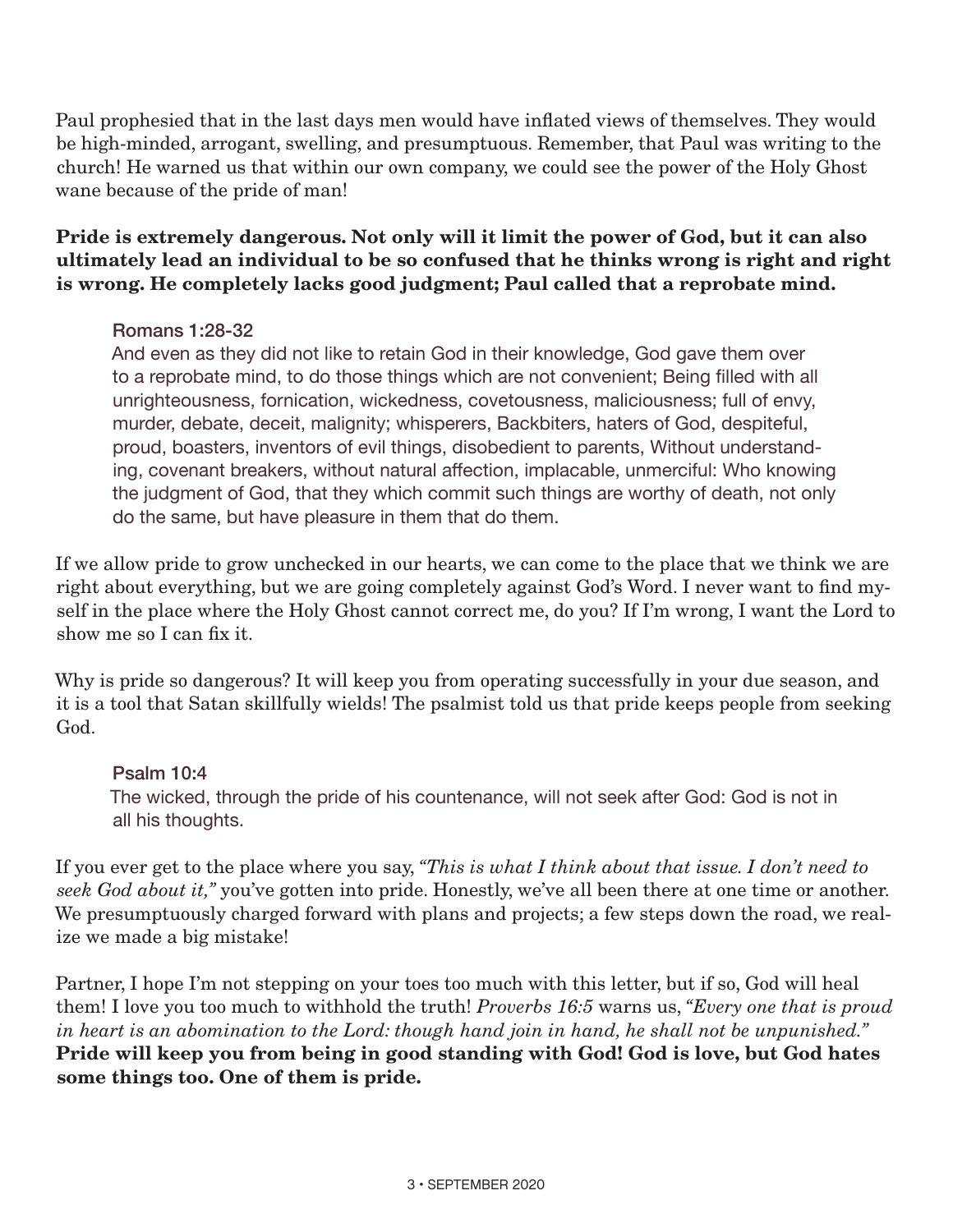Paul prophesied that in the last days men would have inflated views of themselves. They would be high-minded, arrogant, swelling, and presumptuous. Remember, that Paul was writing to the church! He warned us that within our own company, we could see the power of the Holy Ghost wane because of the pride of man!

**Pride is extremely dangerous. Not only will it limit the power of God, but it can also ultimately lead an individual to be so confused that he thinks wrong is right and right is wrong. He completely lacks good judgment; Paul called that a reprobate mind.**

> **Romans 1:28-32**
> And even as they did not like to retain God in their knowledge, God gave them over to a reprobate mind, to do those things which are not convenient; Being filled with all unrighteousness, fornication, wickedness, covetousness, maliciousness; full of envy, murder, debate, deceit, malignity; whisperers, Backbiters, haters of God, despiteful, proud, boasters, inventors of evil things, disobedient to parents, Without understanding, covenant breakers, without natural affection, implacable, unmerciful: Who knowing the judgment of God, that they which commit such things are worthy of death, not only do the same, but have pleasure in them that do them.

If we allow pride to grow unchecked in our hearts, we can come to the place that we think we are right about everything, but we are going completely against God's Word. I never want to find myself in the place where the Holy Ghost cannot correct me, do you? If I'm wrong, I want the Lord to show me so I can fix it.

Why is pride so dangerous? It will keep you from operating successfully in your due season, and it is a tool that Satan skillfully wields! The psalmist told us that pride keeps people from seeking God.

> **Psalm 10:4**
> The wicked, through the pride of his countenance, will not seek after God: God is not in all his thoughts.

If you ever get to the place where you say, *"This is what I think about that issue. I don't need to seek God about it,"* you've gotten into pride. Honestly, we've all been there at one time or another. We presumptuously charged forward with plans and projects; a few steps down the road, we realize we made a big mistake!

Partner, I hope I'm not stepping on your toes too much with this letter, but if so, God will heal them! I love you too much to withhold the truth! *Proverbs 16:5* warns us, *"Every one that is proud in heart is an abomination to the Lord: though hand join in hand, he shall not be unpunished."* **Pride will keep you from being in good standing with God! God is love, but God hates some things too. One of them is pride.**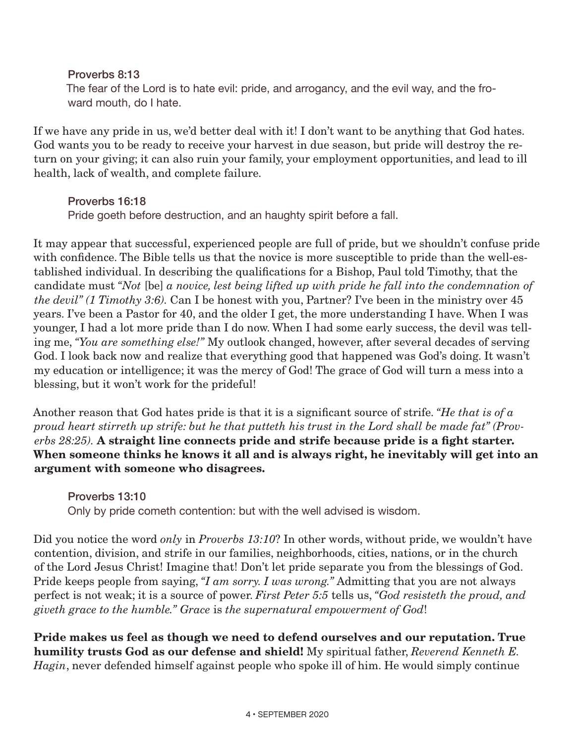**Proverbs 8:13**
The fear of the Lord is to hate evil: pride, and arrogancy, and the evil way, and the froward mouth, do I hate.

If we have any pride in us, we'd better deal with it! I don't want to be anything that God hates. God wants you to be ready to receive your harvest in due season, but pride will destroy the return on your giving; it can also ruin your family, your employment opportunities, and lead to ill health, lack of wealth, and complete failure.

**Proverbs 16:18**
Pride goeth before destruction, and an haughty spirit before a fall.

It may appear that successful, experienced people are full of pride, but we shouldn't confuse pride with confidence. The Bible tells us that the novice is more susceptible to pride than the well-established individual. In describing the qualifications for a Bishop, Paul told Timothy, that the candidate must *"Not* [be] *a novice, lest being lifted up with pride he fall into the condemnation of the devil" (1 Timothy 3:6).* Can I be honest with you, Partner? I've been in the ministry over 45 years. I've been a Pastor for 40, and the older I get, the more understanding I have. When I was younger, I had a lot more pride than I do now. When I had some early success, the devil was telling me, *"You are something else!"* My outlook changed, however, after several decades of serving God. I look back now and realize that everything good that happened was God's doing. It wasn't my education or intelligence; it was the mercy of God! The grace of God will turn a mess into a blessing, but it won't work for the prideful!

Another reason that God hates pride is that it is a significant source of strife. *"He that is of a proud heart stirreth up strife: but he that putteth his trust in the Lord shall be made fat" (Proverbs 28:25).* **A straight line connects pride and strife because pride is a fight starter. When someone thinks he knows it all and is always right, he inevitably will get into an argument with someone who disagrees.**

**Proverbs 13:10**
Only by pride cometh contention: but with the well advised is wisdom.

Did you notice the word *only* in *Proverbs 13:10*? In other words, without pride, we wouldn't have contention, division, and strife in our families, neighborhoods, cities, nations, or in the church of the Lord Jesus Christ! Imagine that! Don't let pride separate you from the blessings of God. Pride keeps people from saying, *"I am sorry. I was wrong."* Admitting that you are not always perfect is not weak; it is a source of power. *First Peter 5:5* tells us, *"God resisteth the proud, and giveth grace to the humble." Grace* is *the supernatural empowerment of God*!

**Pride makes us feel as though we need to defend ourselves and our reputation. True humility trusts God as our defense and shield!** My spiritual father, *Reverend Kenneth E. Hagin*, never defended himself against people who spoke ill of him. He would simply continue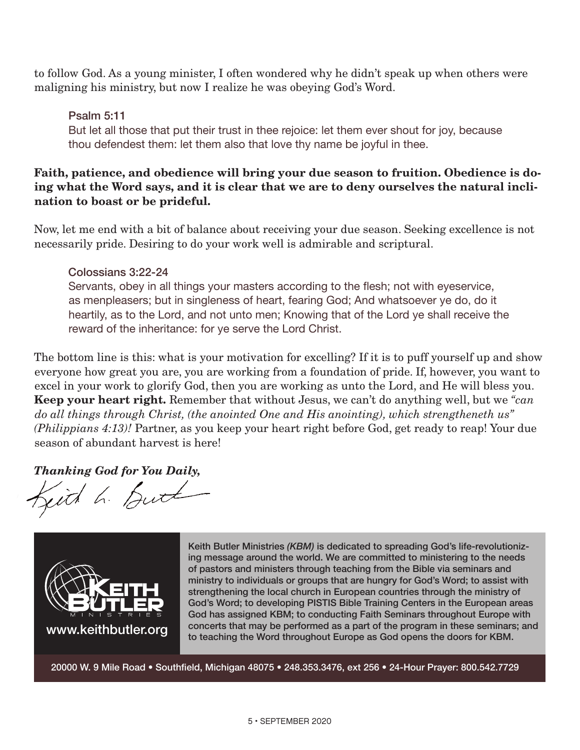to follow God. As a young minister, I often wondered why he didn't speak up when others were maligning his ministry, but now I realize he was obeying God's Word.

Psalm 5:11
But let all those that put their trust in thee rejoice: let them ever shout for joy, because thou defendest them: let them also that love thy name be joyful in thee.

**Faith, patience, and obedience will bring your due season to fruition. Obedience is doing what the Word says, and it is clear that we are to deny ourselves the natural inclination to boast or be prideful.**

Now, let me end with a bit of balance about receiving your due season. Seeking excellence is not necessarily pride. Desiring to do your work well is admirable and scriptural.

Colossians 3:22-24
Servants, obey in all things your masters according to the flesh; not with eyeservice, as menpleasers; but in singleness of heart, fearing God; And whatsoever ye do, do it heartily, as to the Lord, and not unto men; Knowing that of the Lord ye shall receive the reward of the inheritance: for ye serve the Lord Christ.

The bottom line is this: what is your motivation for excelling? If it is to puff yourself up and show everyone how great you are, you are working from a foundation of pride. If, however, you want to excel in your work to glorify God, then you are working as unto the Lord, and He will bless you. **Keep your heart right.** Remember that without Jesus, we can't do anything well, but we *"can do all things through Christ, (the anointed One and His anointing), which strengtheneth us" (Philippians 4:13)!* Partner, as you keep your heart right before God, get ready to reap! Your due season of abundant harvest is here!

***Thanking God for You Daily,***

Keith L. Butler

KEITH BUTLER MINISTRIES

www.keithbutler.org

Keith Butler Ministries *(KBM)* is dedicated to spreading God's life-revolutionizing message around the world. We are committed to ministering to the needs of pastors and ministers through teaching from the Bible via seminars and ministry to individuals or groups that are hungry for God's Word; to assist with strengthening the local church in European countries through the ministry of God's Word; to developing PISTIS Bible Training Centers in the European areas God has assigned KBM; to conducting Faith Seminars throughout Europe with concerts that may be performed as a part of the program in these seminars; and to teaching the Word throughout Europe as God opens the doors for KBM.

20000 W. 9 Mile Road • Southfield, Michigan 48075 • 248.353.3476, ext 256 • 24-Hour Prayer: 800.542.7729